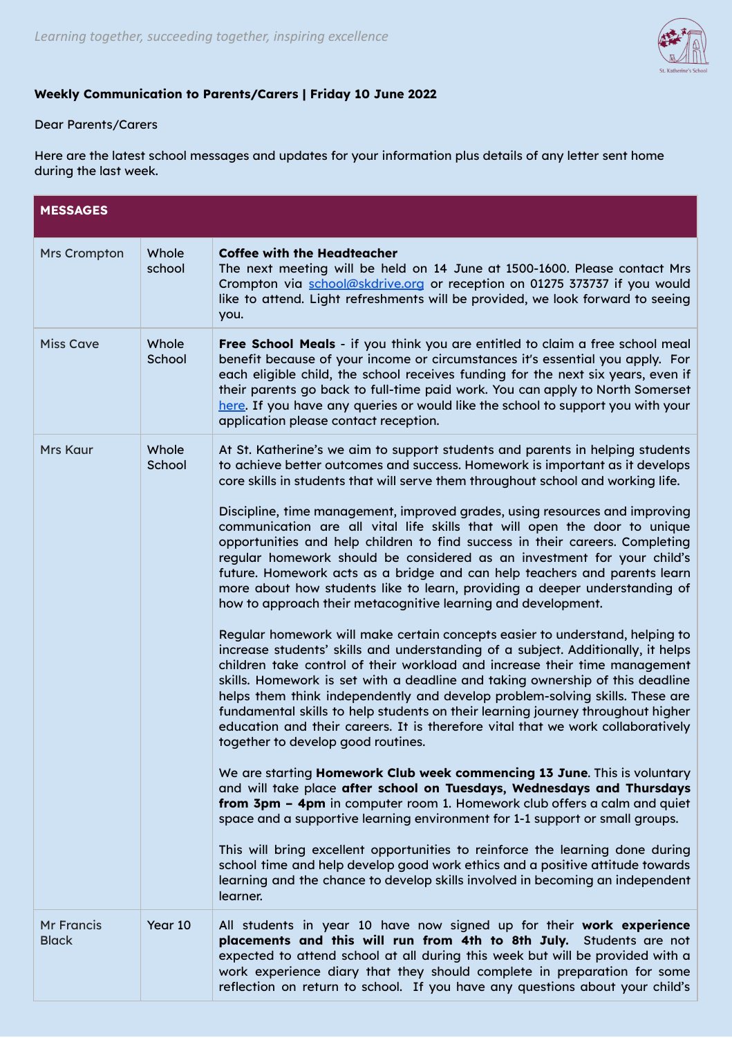*Learning together, succeeding together, inspiring excellence*

**Weekly Communication to Parents/Carers | Friday 10 June 2022**

Dear Parents/Carers

Here are the latest school messages and updates for your information plus details of any letter sent home during the last week.

| MESSAGES | | |
|---|---|---|
| Mrs Crompton | Whole school | **Coffee with the Headteacher**<br>The next meeting will be held on 14 June at 1500-1600. Please contact Mrs Crompton via school@skdrive.org or reception on 01275 373737 if you would like to attend. Light refreshments will be provided, we look forward to seeing you. |
| Miss Cave | Whole School | **Free School Meals** - if you think you are entitled to claim a free school meal benefit because of your income or circumstances it's essential you apply. For each eligible child, the school receives funding for the next six years, even if their parents go back to full-time paid work. You can apply to North Somerset here. If you have any queries or would like the school to support you with your application please contact reception. |
| Mrs Kaur | Whole School | At St. Katherine's we aim to support students and parents in helping students to achieve better outcomes and success. Homework is important as it develops core skills in students that will serve them throughout school and working life.<br><br>Discipline, time management, improved grades, using resources and improving communication are all vital life skills that will open the door to unique opportunities and help children to find success in their careers. Completing regular homework should be considered as an investment for your child's future. Homework acts as a bridge and can help teachers and parents learn more about how students like to learn, providing a deeper understanding of how to approach their metacognitive learning and development.<br><br>Regular homework will make certain concepts easier to understand, helping to increase students' skills and understanding of a subject. Additionally, it helps children take control of their workload and increase their time management skills. Homework is set with a deadline and taking ownership of this deadline helps them think independently and develop problem-solving skills. These are fundamental skills to help students on their learning journey throughout higher education and their careers. It is therefore vital that we work collaboratively together to develop good routines.<br><br>We are starting **Homework Club week commencing 13 June**. This is voluntary and will take place **after school on Tuesdays, Wednesdays and Thursdays from 3pm – 4pm** in computer room 1. Homework club offers a calm and quiet space and a supportive learning environment for 1-1 support or small groups.<br><br>This will bring excellent opportunities to reinforce the learning done during school time and help develop good work ethics and a positive attitude towards learning and the chance to develop skills involved in becoming an independent learner. |
| Mr Francis Black | Year 10 | All students in year 10 have now signed up for their **work experience placements and this will run from 4th to 8th July.** Students are not expected to attend school at all during this week but will be provided with a work experience diary that they should complete in preparation for some reflection on return to school. If you have any questions about your child's |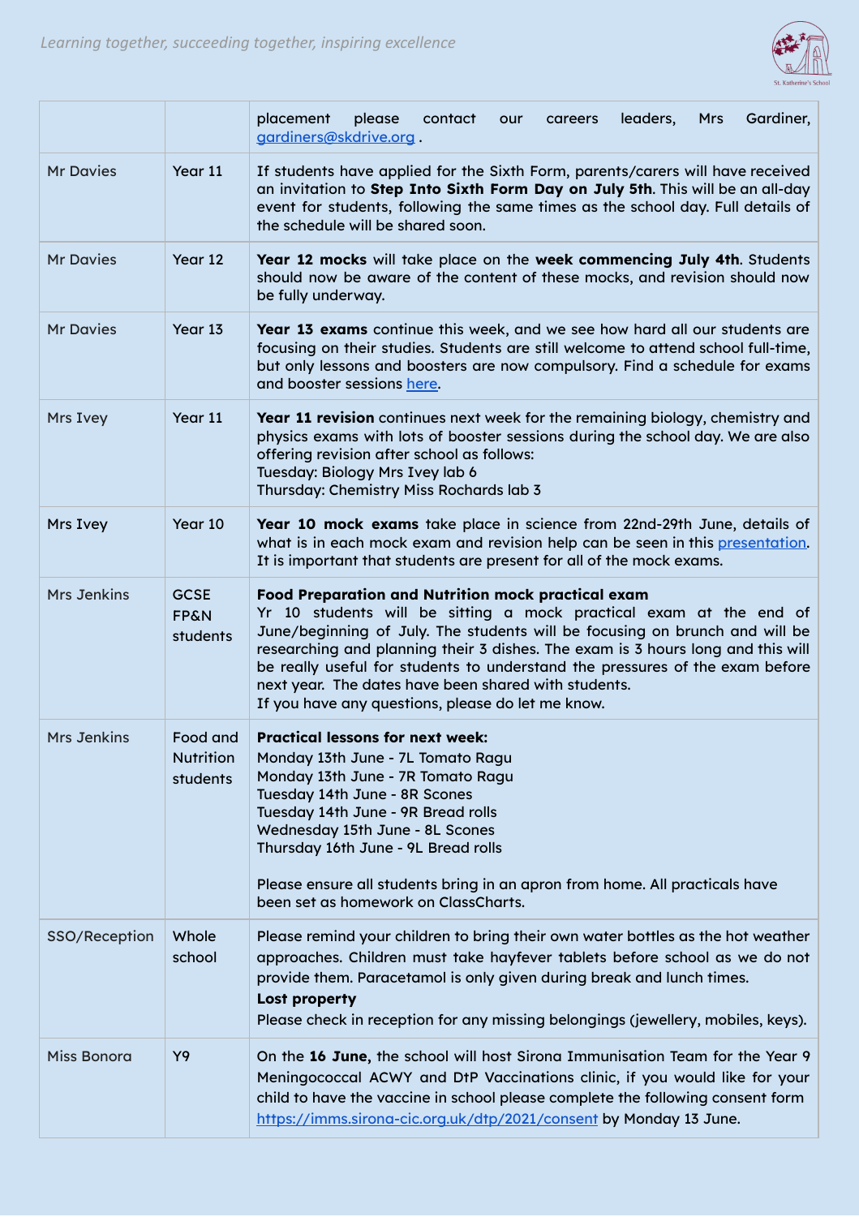| | | |
|---|---|---|
| | | placement please contact our careers leaders, Mrs Gardiner, gardiners@skdrive.org . |
| Mr Davies | Year 11 | If students have applied for the Sixth Form, parents/carers will have received an invitation to **Step Into Sixth Form Day on July 5th**. This will be an all-day event for students, following the same times as the school day. Full details of the schedule will be shared soon. |
| Mr Davies | Year 12 | **Year 12 mocks** will take place on the **week commencing July 4th**. Students should now be aware of the content of these mocks, and revision should now be fully underway. |
| Mr Davies | Year 13 | **Year 13 exams** continue this week, and we see how hard all our students are focusing on their studies. Students are still welcome to attend school full-time, but only lessons and boosters are now compulsory. Find a schedule for exams and booster sessions here. |
| Mrs Ivey | Year 11 | **Year 11 revision** continues next week for the remaining biology, chemistry and physics exams with lots of booster sessions during the school day. We are also offering revision after school as follows:<br>Tuesday: Biology Mrs Ivey lab 6<br>Thursday: Chemistry Miss Rochards lab 3 |
| Mrs Ivey | Year 10 | **Year 10 mock exams** take place in science from 22nd-29th June, details of what is in each mock exam and revision help can be seen in this presentation. It is important that students are present for all of the mock exams. |
| Mrs Jenkins | GCSE FP&N students | **Food Preparation and Nutrition mock practical exam**<br>Yr 10 students will be sitting a mock practical exam at the end of June/beginning of July. The students will be focusing on brunch and will be researching and planning their 3 dishes. The exam is 3 hours long and this will be really useful for students to understand the pressures of the exam before next year. The dates have been shared with students.<br>If you have any questions, please do let me know. |
| Mrs Jenkins | Food and Nutrition students | **Practical lessons for next week:**<br>Monday 13th June - 7L Tomato Ragu<br>Monday 13th June - 7R Tomato Ragu<br>Tuesday 14th June - 8R Scones<br>Tuesday 14th June - 9R Bread rolls<br>Wednesday 15th June - 8L Scones<br>Thursday 16th June - 9L Bread rolls<br><br>Please ensure all students bring in an apron from home. All practicals have been set as homework on ClassCharts. |
| SSO/Reception | Whole school | Please remind your children to bring their own water bottles as the hot weather approaches. Children must take hayfever tablets before school as we do not provide them. Paracetamol is only given during break and lunch times.<br>**Lost property**<br>Please check in reception for any missing belongings (jewellery, mobiles, keys). |
| Miss Bonora | Y9 | On the **16 June,** the school will host Sirona Immunisation Team for the Year 9 Meningococcal ACWY and DtP Vaccinations clinic, if you would like for your child to have the vaccine in school please complete the following consent form https://imms.sirona-cic.org.uk/dtp/2021/consent by Monday 13 June. |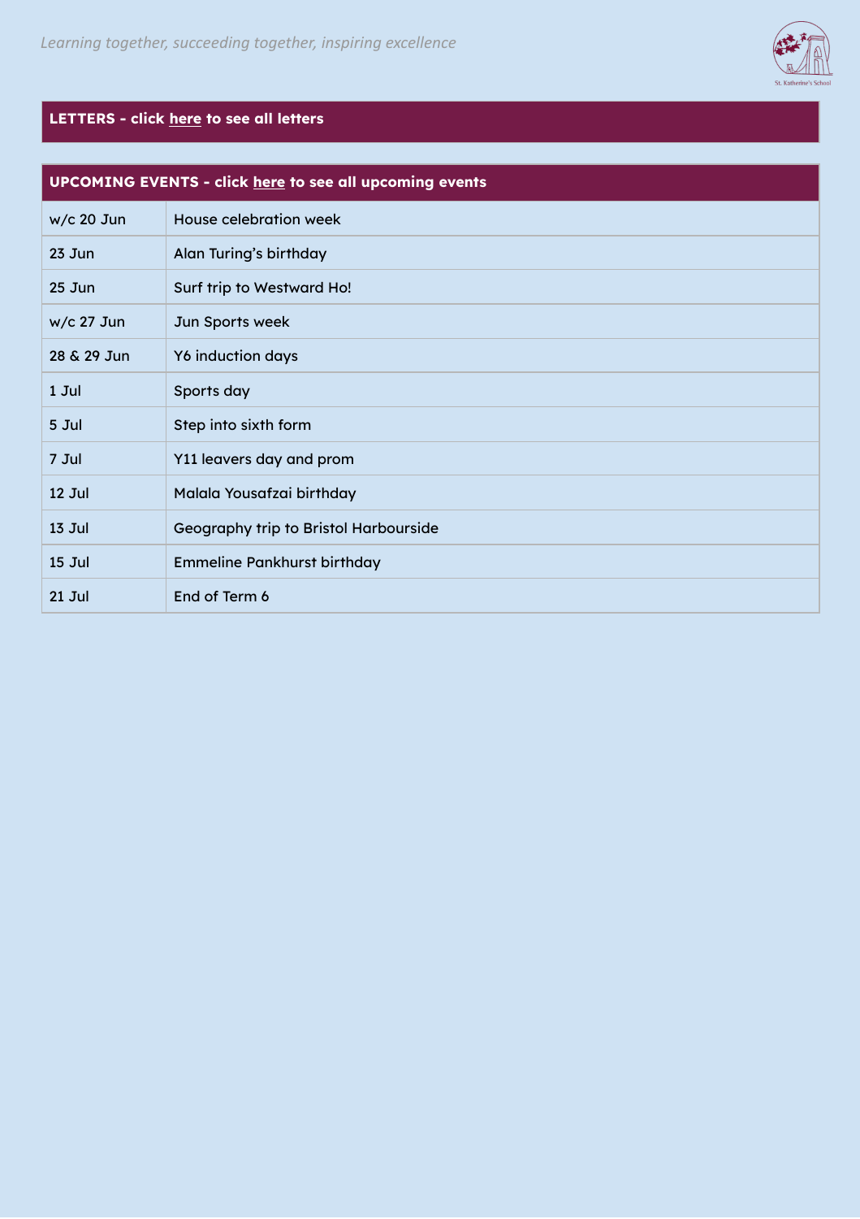*Learning together, succeeding together, inspiring excellence*

**LETTERS - click here to see all letters**

| UPCOMING EVENTS - click here to see all upcoming events | |
|---|---|
| w/c 20 Jun | House celebration week |
| 23 Jun | Alan Turing's birthday |
| 25 Jun | Surf trip to Westward Ho! |
| w/c 27 Jun | Jun Sports week |
| 28 & 29 Jun | Y6 induction days |
| 1 Jul | Sports day |
| 5 Jul | Step into sixth form |
| 7 Jul | Y11 leavers day and prom |
| 12 Jul | Malala Yousafzai birthday |
| 13 Jul | Geography trip to Bristol Harbourside |
| 15 Jul | Emmeline Pankhurst birthday |
| 21 Jul | End of Term 6 |